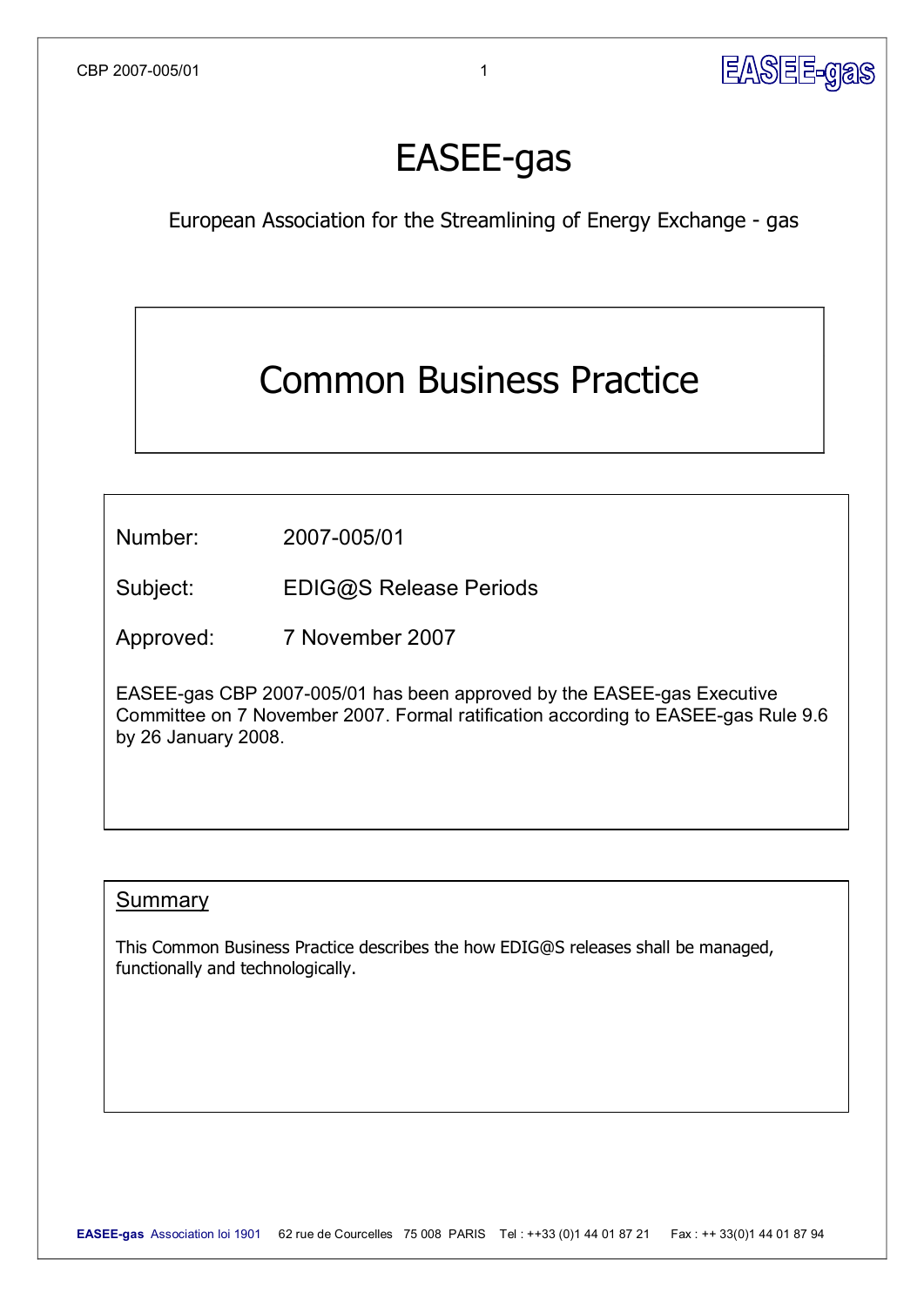# EASEE-gas

European Association for the Streamlining of Energy Exchange - gas

## Common Business Practice

Number: 2007-005/01

Subject: EDIG@S Release Periods

Approved: 7 November 2007

EASEE-gas CBP 2007-005/01 has been approved by the EASEE-gas Executive Committee on 7 November 2007. Formal ratification according to EASEE-gas Rule 9.6 by 26 January 2008.

### Summary

This Common Business Practice describes the how EDIG@S releases shall be managed, functionally and technologically.

**EASEE-gas** Association loi 1901 62 rue de Courcelles 75 008 PARIS Tel : ++33 (0)1 44 01 87 21 Fax : ++ 33(0)1 44 01 87 94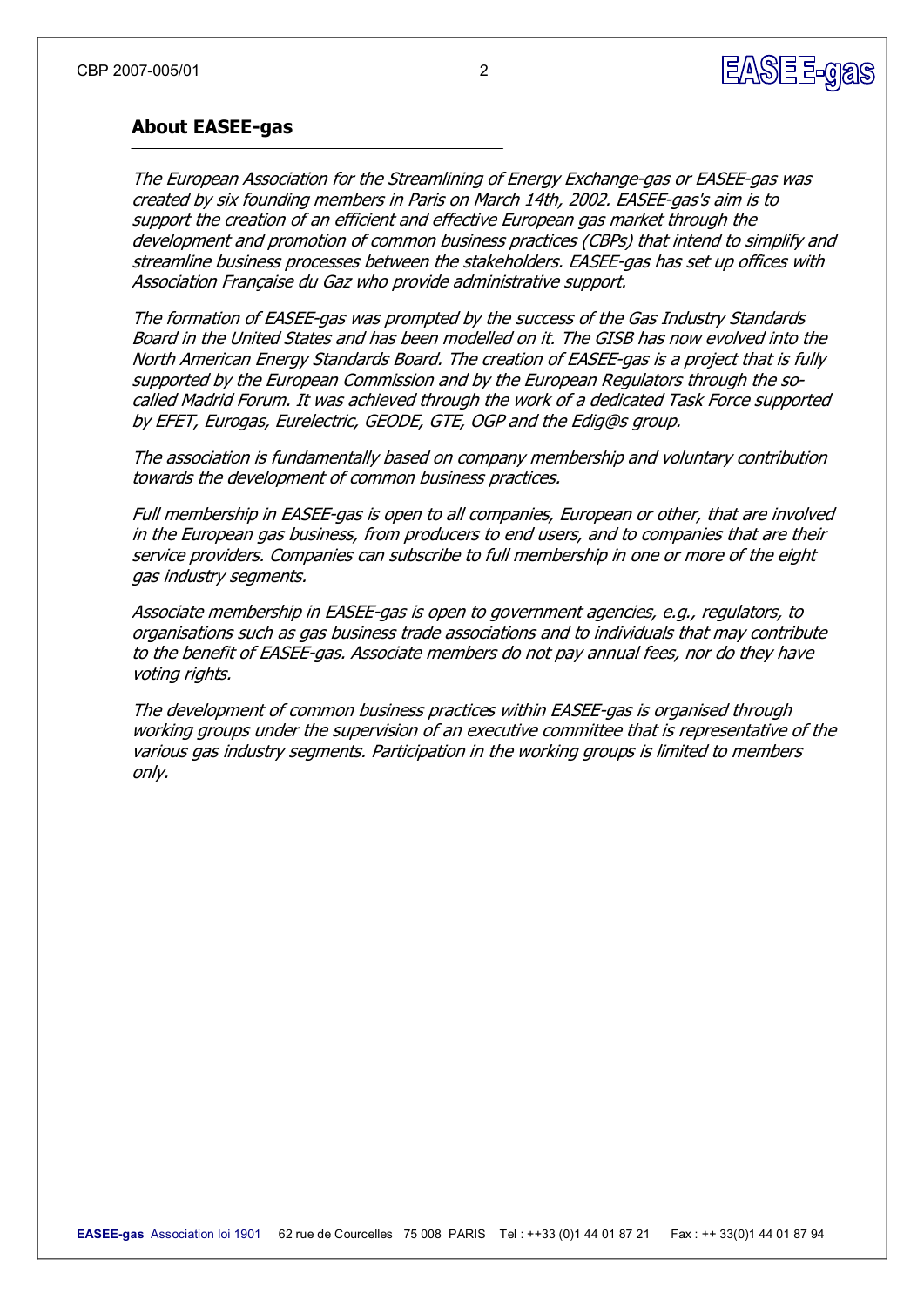## About EASEE-gas

*The European Association for the Streamlining of Energy Exchange-gas or EASEE-gas was created by six founding members in Paris on March 14th, 2002. EASEE-gas's aim is to support the creation of an efficient and effective European gas market through the development and promotion of common business practices (CBPs) that intend to simplify and streamline business processes between the stakeholders. EASEE-gas has set up offices with Association Française du Gaz who provide administrative support.*

*The formation of EASEE-gas was prompted by the success of the Gas Industry Standards Board in the United States and has been modelled on it. The GISB has now evolved into the North American Energy Standards Board. The creation of EASEE-gas is a project that is fully supported by the European Commission and by the European Regulators through the so-called Madrid Forum. It was achieved through the work of a dedicated Task Force supported by EFET, Eurogas, Eurelectric, GEODE, GTE, OGP and the Edig@s group.*

*The association is fundamentally based on company membership and voluntary contribution towards the development of common business practices.*

*Full membership in EASEE-gas is open to all companies, European or other, that are involved in the European gas business, from producers to end users, and to companies that are their service providers. Companies can subscribe to full membership in one or more of the eight gas industry segments.*

*Associate membership in EASEE-gas is open to government agencies, e.g., regulators, to organisations such as gas business trade associations and to individuals that may contribute to the benefit of EASEE-gas. Associate members do not pay annual fees, nor do they have voting rights.*

*The development of common business practices within EASEE-gas is organised through working groups under the supervision of an executive committee that is representative of the various gas industry segments. Participation in the working groups is limited to members only.*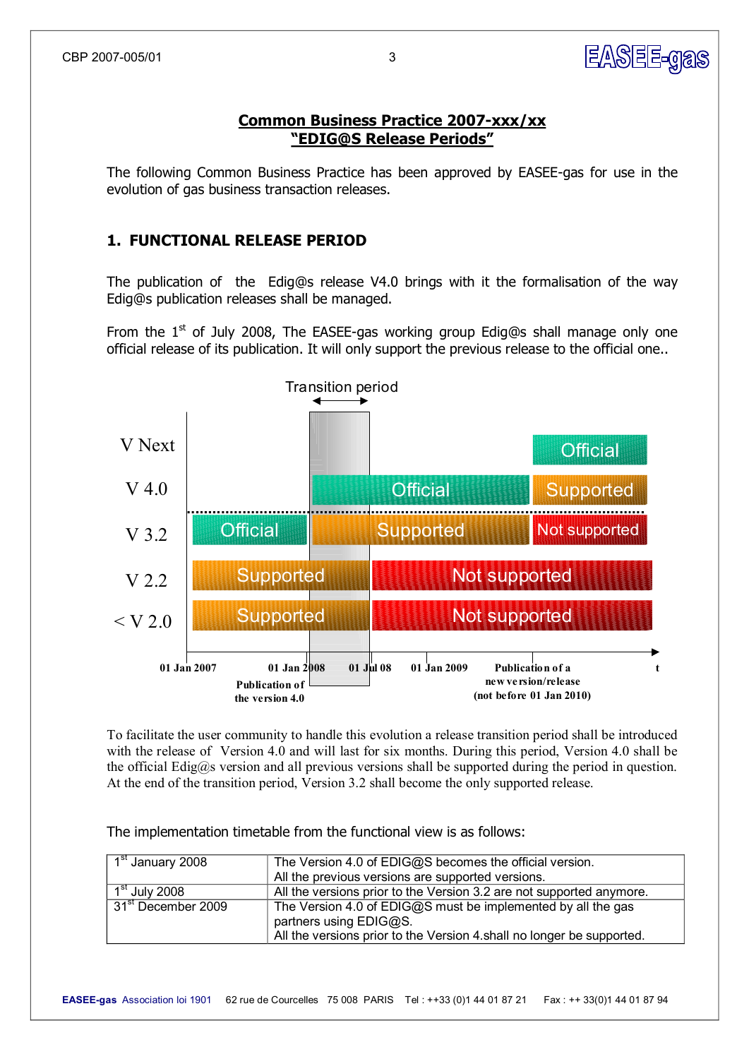## Common Business Practice 2007-xxx/xx
## "EDIG@S Release Periods"

The following Common Business Practice has been approved by EASEE-gas for use in the evolution of gas business transaction releases.

## 1. FUNCTIONAL RELEASE PERIOD

The publication of the Edig@s release V4.0 brings with it the formalisation of the way Edig@s publication releases shall be managed.

From the 1st of July 2008, The EASEE-gas working group Edig@s shall manage only one official release of its publication. It will only support the previous release to the official one..

| | 01 Jan 2007 – 01 Jan 2008 | Transition period (01 Jan 2008 – 01 Jul 08) | 01 Jul 08 – Publication of a new version/release (not before 01 Jan 2010) | After publication of a new version/release |
|---|---|---|---|---|
| V Next | | | | Official |
| V 4.0 | | Official | Official | Supported |
| V 3.2 | Official | Supported | Supported | Not supported |
| V 2.2 | Supported | Supported | Not supported | Not supported |
| < V 2.0 | Supported | Supported | Not supported | Not supported |

Timeline: 01 Jan 2007 — 01 Jan 2008 (Publication of the version 4.0) — 01 Jul 08 — 01 Jan 2009 — Publication of a new version/release (not before 01 Jan 2010) — t

To facilitate the user community to handle this evolution a release transition period shall be introduced with the release of Version 4.0 and will last for six months. During this period, Version 4.0 shall be the official Edig@s version and all previous versions shall be supported during the period in question. At the end of the transition period, Version 3.2 shall become the only supported release.

The implementation timetable from the functional view is as follows:

| | |
|---|---|
| 1st January 2008 | The Version 4.0 of EDIG@S becomes the official version. All the previous versions are supported versions. |
| 1st July 2008 | All the versions prior to the Version 3.2 are not supported anymore. |
| 31st December 2009 | The Version 4.0 of EDIG@S must be implemented by all the gas partners using EDIG@S. All the versions prior to the Version 4.shall no longer be supported. |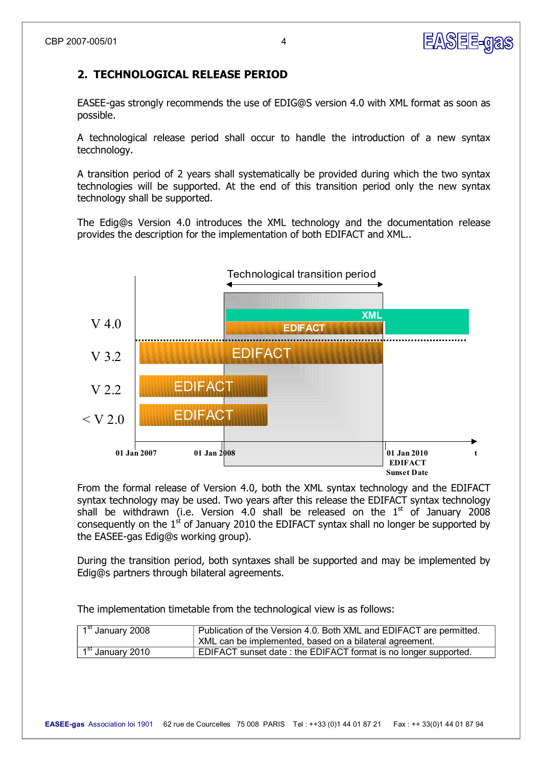## 2. TECHNOLOGICAL RELEASE PERIOD

EASEE-gas strongly recommends the use of EDIG@S version 4.0 with XML format as soon as possible.

A technological release period shall occur to handle the introduction of a new syntax tecchnology.

A transition period of 2 years shall systematically be provided during which the two syntax technologies will be supported. At the end of this transition period only the new syntax technology shall be supported.

The Edig@s Version 4.0 introduces the XML technology and the documentation release provides the description for the implementation of both EDIFACT and XML..

Technological transition period

V 4.0
XML
EDIFACT
V 3.2
EDIFACT
V 2.2
EDIFACT
< V 2.0
EDIFACT

01 Jan 2007
01 Jan 2008
01 Jan 2010
EDIFACT
Sunset Date
t

From the formal release of Version 4.0, both the XML syntax technology and the EDIFACT syntax technology may be used. Two years after this release the EDIFACT syntax technology shall be withdrawn (i.e. Version 4.0 shall be released on the 1st of January 2008 consequently on the 1st of January 2010 the EDIFACT syntax shall no longer be supported by the EASEE-gas Edig@s working group).

During the transition period, both syntaxes shall be supported and may be implemented by Edig@s partners through bilateral agreements.

The implementation timetable from the technological view is as follows:

| | |
|---|---|
| 1st January 2008 | Publication of the Version 4.0. Both XML and EDIFACT are permitted. XML can be implemented, based on a bilateral agreement. |
| 1st January 2010 | EDIFACT sunset date : the EDIFACT format is no longer supported. |